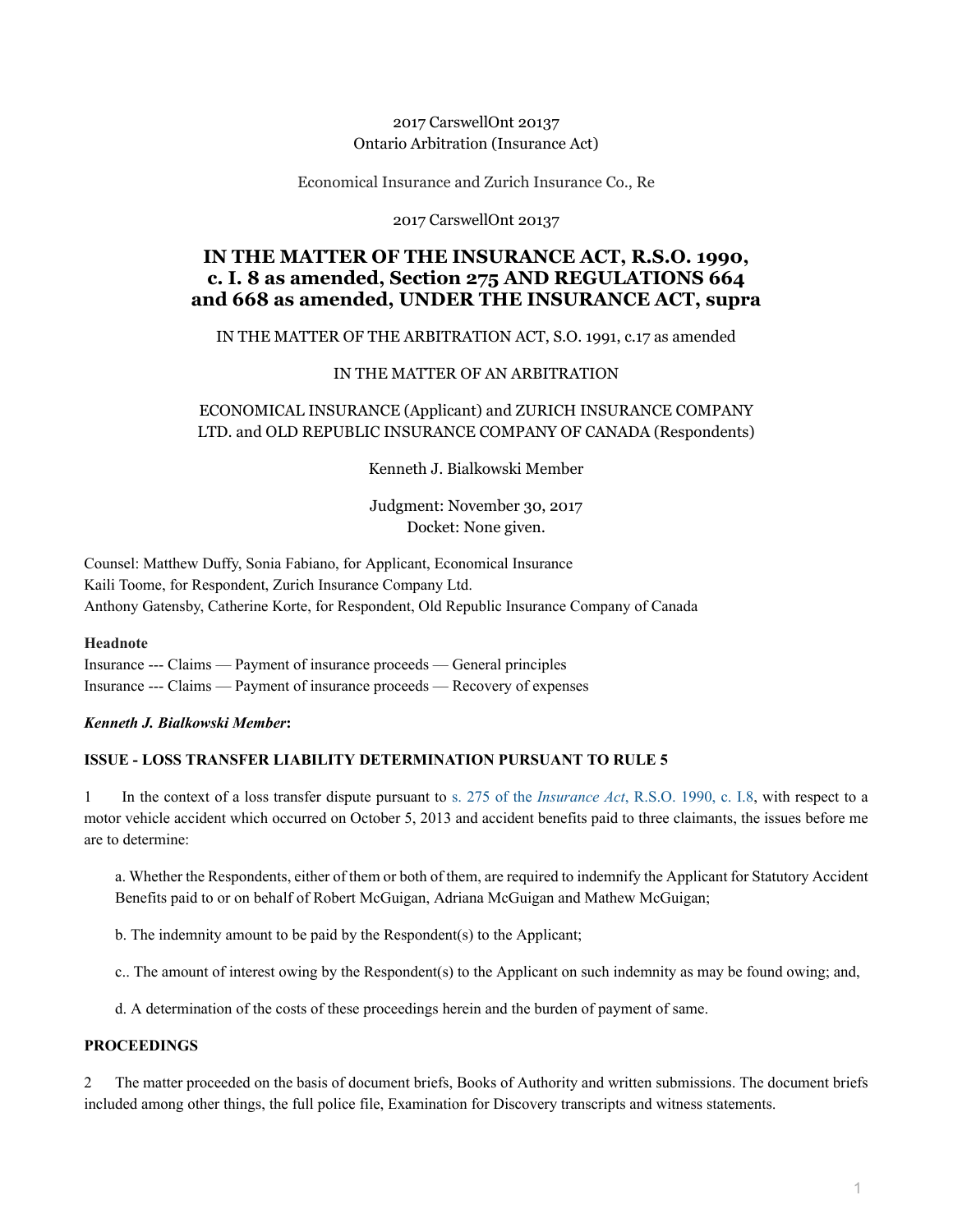2017 CarswellOnt 20137
Ontario Arbitration (Insurance Act)

Economical Insurance and Zurich Insurance Co., Re

2017 CarswellOnt 20137

# IN THE MATTER OF THE INSURANCE ACT, R.S.O. 1990, c. I. 8 as amended, Section 275 AND REGULATIONS 664 and 668 as amended, UNDER THE INSURANCE ACT, supra

IN THE MATTER OF THE ARBITRATION ACT, S.O. 1991, c.17 as amended

IN THE MATTER OF AN ARBITRATION

ECONOMICAL INSURANCE (Applicant) and ZURICH INSURANCE COMPANY LTD. and OLD REPUBLIC INSURANCE COMPANY OF CANADA (Respondents)

Kenneth J. Bialkowski Member

Judgment: November 30, 2017
Docket: None given.

Counsel: Matthew Duffy, Sonia Fabiano, for Applicant, Economical Insurance
Kaili Toome, for Respondent, Zurich Insurance Company Ltd.
Anthony Gatensby, Catherine Korte, for Respondent, Old Republic Insurance Company of Canada

**Headnote**
Insurance --- Claims — Payment of insurance proceeds — General principles
Insurance --- Claims — Payment of insurance proceeds — Recovery of expenses

***Kenneth J. Bialkowski Member*:**

**ISSUE - LOSS TRANSFER LIABILITY DETERMINATION PURSUANT TO RULE 5**

1 In the context of a loss transfer dispute pursuant to s. 275 of the *Insurance Act*, R.S.O. 1990, c. I.8, with respect to a motor vehicle accident which occurred on October 5, 2013 and accident benefits paid to three claimants, the issues before me are to determine:

a. Whether the Respondents, either of them or both of them, are required to indemnify the Applicant for Statutory Accident Benefits paid to or on behalf of Robert McGuigan, Adriana McGuigan and Mathew McGuigan;

b. The indemnity amount to be paid by the Respondent(s) to the Applicant;

c.. The amount of interest owing by the Respondent(s) to the Applicant on such indemnity as may be found owing; and,

d. A determination of the costs of these proceedings herein and the burden of payment of same.

**PROCEEDINGS**

2 The matter proceeded on the basis of document briefs, Books of Authority and written submissions. The document briefs included among other things, the full police file, Examination for Discovery transcripts and witness statements.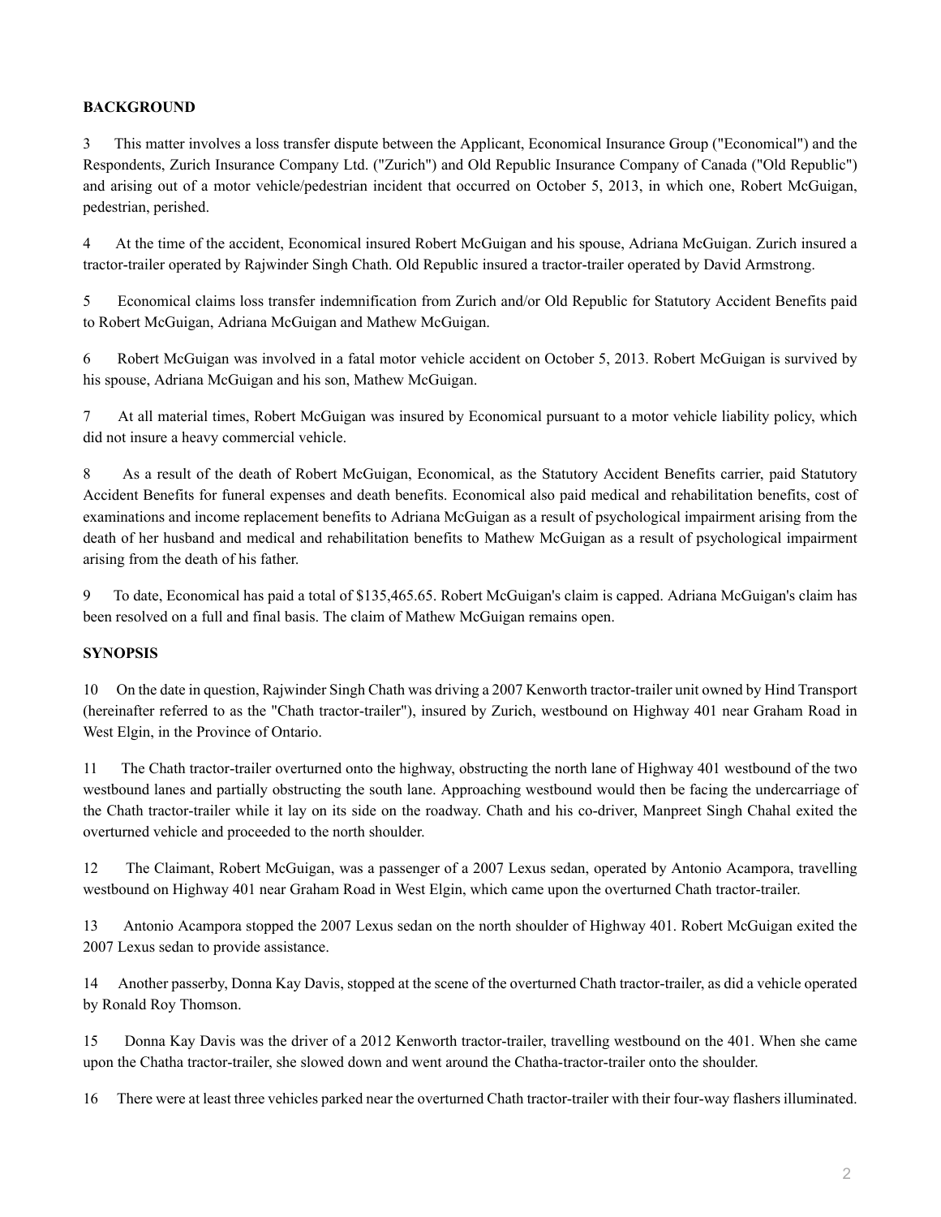**BACKGROUND**

3 This matter involves a loss transfer dispute between the Applicant, Economical Insurance Group ("Economical") and the Respondents, Zurich Insurance Company Ltd. ("Zurich") and Old Republic Insurance Company of Canada ("Old Republic") and arising out of a motor vehicle/pedestrian incident that occurred on October 5, 2013, in which one, Robert McGuigan, pedestrian, perished.

4 At the time of the accident, Economical insured Robert McGuigan and his spouse, Adriana McGuigan. Zurich insured a tractor-trailer operated by Rajwinder Singh Chath. Old Republic insured a tractor-trailer operated by David Armstrong.

5 Economical claims loss transfer indemnification from Zurich and/or Old Republic for Statutory Accident Benefits paid to Robert McGuigan, Adriana McGuigan and Mathew McGuigan.

6 Robert McGuigan was involved in a fatal motor vehicle accident on October 5, 2013. Robert McGuigan is survived by his spouse, Adriana McGuigan and his son, Mathew McGuigan.

7 At all material times, Robert McGuigan was insured by Economical pursuant to a motor vehicle liability policy, which did not insure a heavy commercial vehicle.

8 As a result of the death of Robert McGuigan, Economical, as the Statutory Accident Benefits carrier, paid Statutory Accident Benefits for funeral expenses and death benefits. Economical also paid medical and rehabilitation benefits, cost of examinations and income replacement benefits to Adriana McGuigan as a result of psychological impairment arising from the death of her husband and medical and rehabilitation benefits to Mathew McGuigan as a result of psychological impairment arising from the death of his father.

9 To date, Economical has paid a total of $135,465.65. Robert McGuigan's claim is capped. Adriana McGuigan's claim has been resolved on a full and final basis. The claim of Mathew McGuigan remains open.

**SYNOPSIS**

10 On the date in question, Rajwinder Singh Chath was driving a 2007 Kenworth tractor-trailer unit owned by Hind Transport (hereinafter referred to as the "Chath tractor-trailer"), insured by Zurich, westbound on Highway 401 near Graham Road in West Elgin, in the Province of Ontario.

11 The Chath tractor-trailer overturned onto the highway, obstructing the north lane of Highway 401 westbound of the two westbound lanes and partially obstructing the south lane. Approaching westbound would then be facing the undercarriage of the Chath tractor-trailer while it lay on its side on the roadway. Chath and his co-driver, Manpreet Singh Chahal exited the overturned vehicle and proceeded to the north shoulder.

12 The Claimant, Robert McGuigan, was a passenger of a 2007 Lexus sedan, operated by Antonio Acampora, travelling westbound on Highway 401 near Graham Road in West Elgin, which came upon the overturned Chath tractor-trailer.

13 Antonio Acampora stopped the 2007 Lexus sedan on the north shoulder of Highway 401. Robert McGuigan exited the 2007 Lexus sedan to provide assistance.

14 Another passerby, Donna Kay Davis, stopped at the scene of the overturned Chath tractor-trailer, as did a vehicle operated by Ronald Roy Thomson.

15 Donna Kay Davis was the driver of a 2012 Kenworth tractor-trailer, travelling westbound on the 401. When she came upon the Chatha tractor-trailer, she slowed down and went around the Chatha-tractor-trailer onto the shoulder.

16 There were at least three vehicles parked near the overturned Chath tractor-trailer with their four-way flashers illuminated.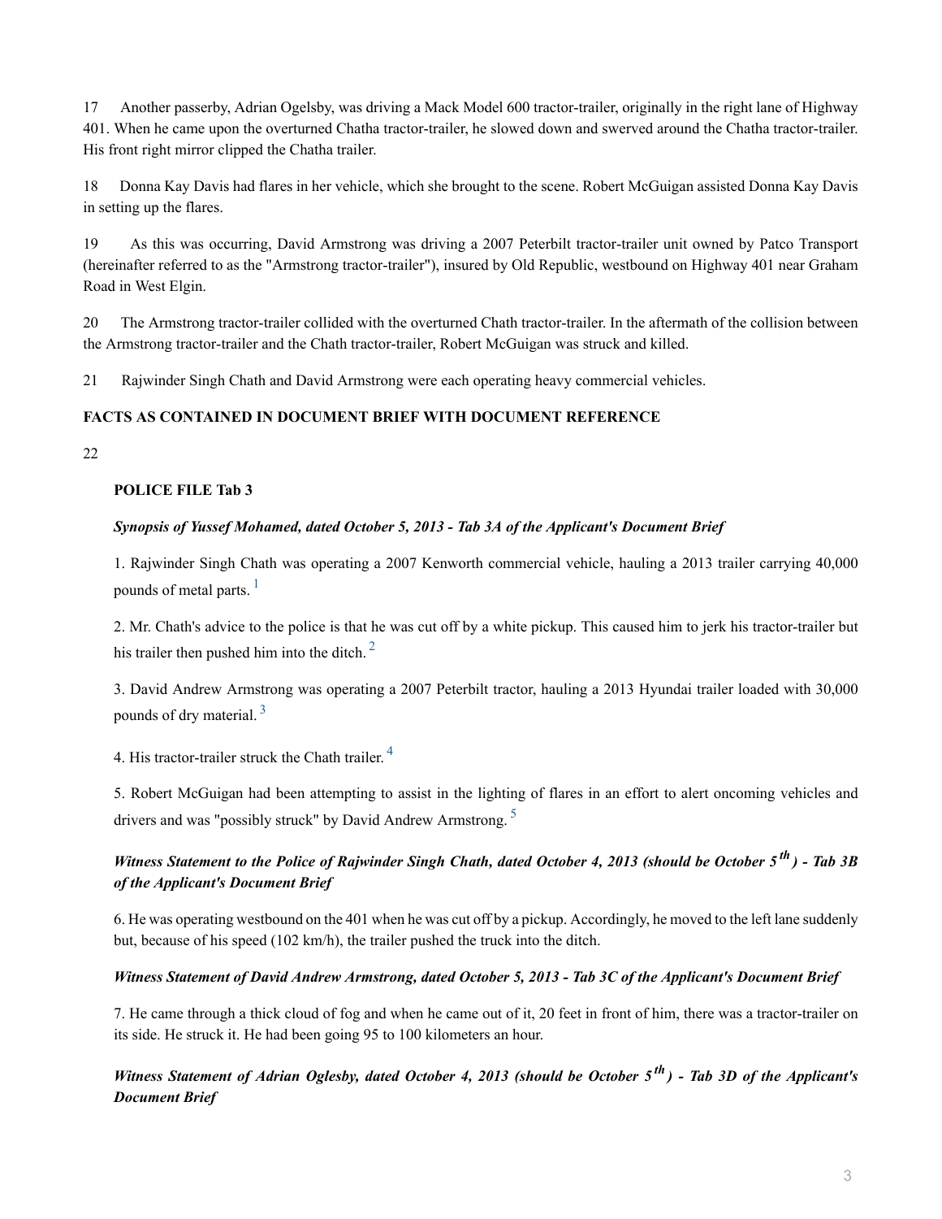17 Another passerby, Adrian Ogelsby, was driving a Mack Model 600 tractor-trailer, originally in the right lane of Highway 401. When he came upon the overturned Chatha tractor-trailer, he slowed down and swerved around the Chatha tractor-trailer. His front right mirror clipped the Chatha trailer.

18 Donna Kay Davis had flares in her vehicle, which she brought to the scene. Robert McGuigan assisted Donna Kay Davis in setting up the flares.

19 As this was occurring, David Armstrong was driving a 2007 Peterbilt tractor-trailer unit owned by Patco Transport (hereinafter referred to as the "Armstrong tractor-trailer"), insured by Old Republic, westbound on Highway 401 near Graham Road in West Elgin.

20 The Armstrong tractor-trailer collided with the overturned Chath tractor-trailer. In the aftermath of the collision between the Armstrong tractor-trailer and the Chath tractor-trailer, Robert McGuigan was struck and killed.

21 Rajwinder Singh Chath and David Armstrong were each operating heavy commercial vehicles.

**FACTS AS CONTAINED IN DOCUMENT BRIEF WITH DOCUMENT REFERENCE**

22

**POLICE FILE Tab 3**

***Synopsis of Yussef Mohamed, dated October 5, 2013 - Tab 3A of the Applicant's Document Brief***

1. Rajwinder Singh Chath was operating a 2007 Kenworth commercial vehicle, hauling a 2013 trailer carrying 40,000 pounds of metal parts. [1]

2. Mr. Chath's advice to the police is that he was cut off by a white pickup. This caused him to jerk his tractor-trailer but his trailer then pushed him into the ditch. [2]

3. David Andrew Armstrong was operating a 2007 Peterbilt tractor, hauling a 2013 Hyundai trailer loaded with 30,000 pounds of dry material. [3]

4. His tractor-trailer struck the Chath trailer. [4]

5. Robert McGuigan had been attempting to assist in the lighting of flares in an effort to alert oncoming vehicles and drivers and was "possibly struck" by David Andrew Armstrong. [5]

***Witness Statement to the Police of Rajwinder Singh Chath, dated October 4, 2013 (should be October 5th) - Tab 3B of the Applicant's Document Brief***

6. He was operating westbound on the 401 when he was cut off by a pickup. Accordingly, he moved to the left lane suddenly but, because of his speed (102 km/h), the trailer pushed the truck into the ditch.

***Witness Statement of David Andrew Armstrong, dated October 5, 2013 - Tab 3C of the Applicant's Document Brief***

7. He came through a thick cloud of fog and when he came out of it, 20 feet in front of him, there was a tractor-trailer on its side. He struck it. He had been going 95 to 100 kilometers an hour.

***Witness Statement of Adrian Oglesby, dated October 4, 2013 (should be October 5th) - Tab 3D of the Applicant's Document Brief***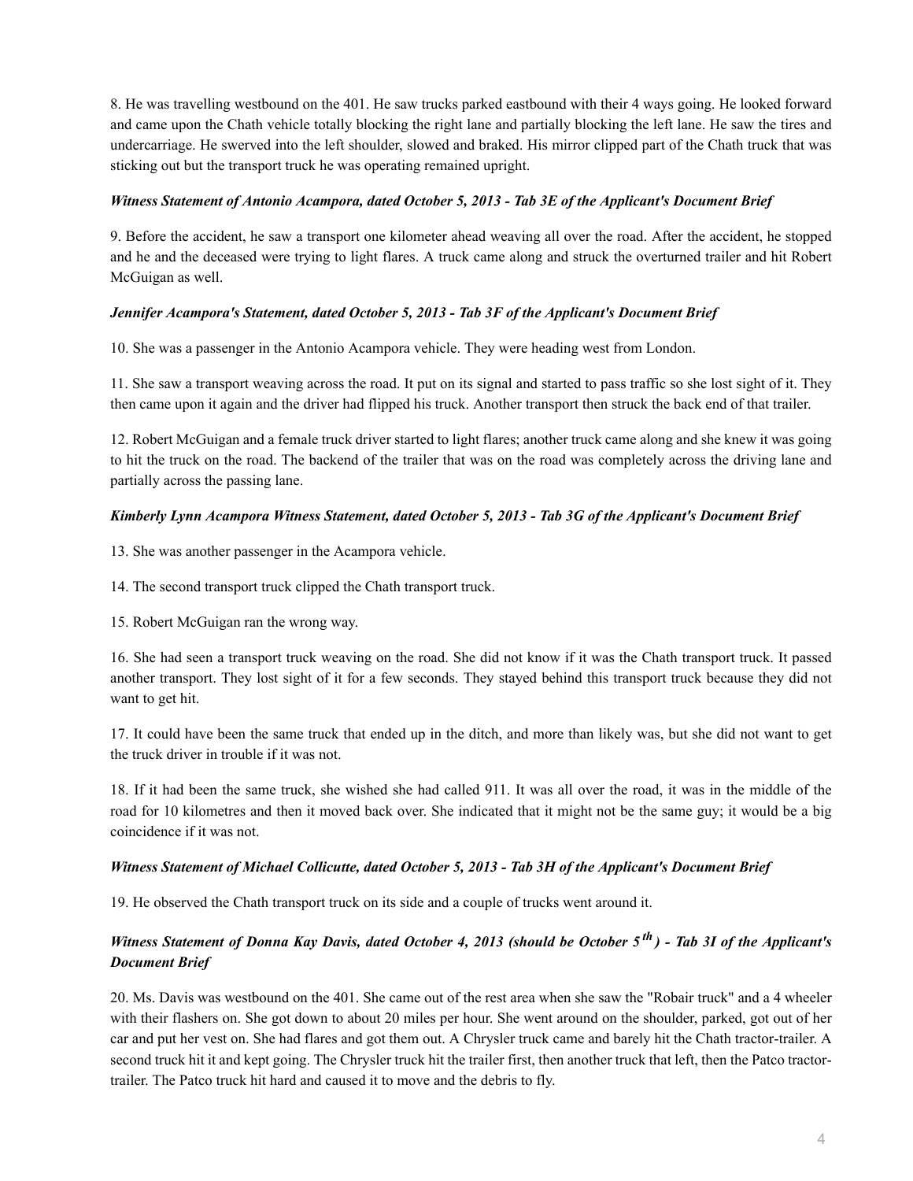8. He was travelling westbound on the 401. He saw trucks parked eastbound with their 4 ways going. He looked forward and came upon the Chath vehicle totally blocking the right lane and partially blocking the left lane. He saw the tires and undercarriage. He swerved into the left shoulder, slowed and braked. His mirror clipped part of the Chath truck that was sticking out but the transport truck he was operating remained upright.

***Witness Statement of Antonio Acampora, dated October 5, 2013 - Tab 3E of the Applicant's Document Brief***

9. Before the accident, he saw a transport one kilometer ahead weaving all over the road. After the accident, he stopped and he and the deceased were trying to light flares. A truck came along and struck the overturned trailer and hit Robert McGuigan as well.

***Jennifer Acampora's Statement, dated October 5, 2013 - Tab 3F of the Applicant's Document Brief***

10. She was a passenger in the Antonio Acampora vehicle. They were heading west from London.

11. She saw a transport weaving across the road. It put on its signal and started to pass traffic so she lost sight of it. They then came upon it again and the driver had flipped his truck. Another transport then struck the back end of that trailer.

12. Robert McGuigan and a female truck driver started to light flares; another truck came along and she knew it was going to hit the truck on the road. The backend of the trailer that was on the road was completely across the driving lane and partially across the passing lane.

***Kimberly Lynn Acampora Witness Statement, dated October 5, 2013 - Tab 3G of the Applicant's Document Brief***

13. She was another passenger in the Acampora vehicle.

14. The second transport truck clipped the Chath transport truck.

15. Robert McGuigan ran the wrong way.

16. She had seen a transport truck weaving on the road. She did not know if it was the Chath transport truck. It passed another transport. They lost sight of it for a few seconds. They stayed behind this transport truck because they did not want to get hit.

17. It could have been the same truck that ended up in the ditch, and more than likely was, but she did not want to get the truck driver in trouble if it was not.

18. If it had been the same truck, she wished she had called 911. It was all over the road, it was in the middle of the road for 10 kilometres and then it moved back over. She indicated that it might not be the same guy; it would be a big coincidence if it was not.

***Witness Statement of Michael Collicutte, dated October 5, 2013 - Tab 3H of the Applicant's Document Brief***

19. He observed the Chath transport truck on its side and a couple of trucks went around it.

***Witness Statement of Donna Kay Davis, dated October 4, 2013 (should be October 5th) - Tab 3I of the Applicant's Document Brief***

20. Ms. Davis was westbound on the 401. She came out of the rest area when she saw the "Robair truck" and a 4 wheeler with their flashers on. She got down to about 20 miles per hour. She went around on the shoulder, parked, got out of her car and put her vest on. She had flares and got them out. A Chrysler truck came and barely hit the Chath tractor-trailer. A second truck hit it and kept going. The Chrysler truck hit the trailer first, then another truck that left, then the Patco tractor-trailer. The Patco truck hit hard and caused it to move and the debris to fly.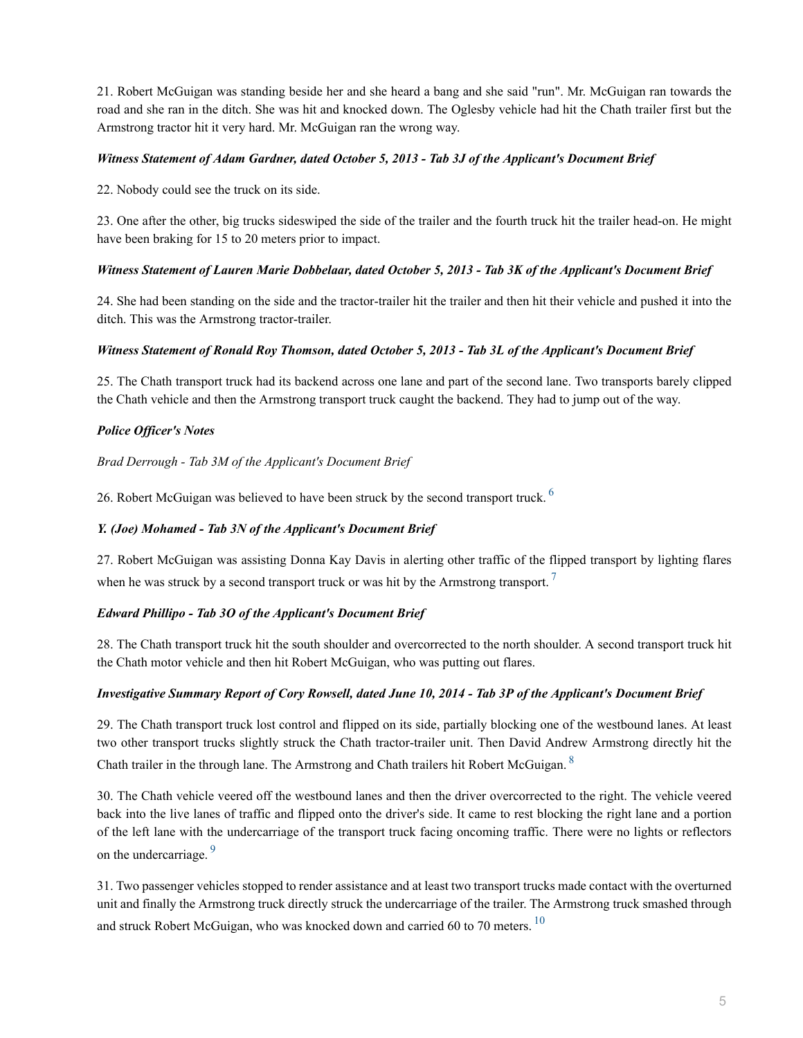21. Robert McGuigan was standing beside her and she heard a bang and she said "run". Mr. McGuigan ran towards the road and she ran in the ditch. She was hit and knocked down. The Oglesby vehicle had hit the Chath trailer first but the Armstrong tractor hit it very hard. Mr. McGuigan ran the wrong way.

***Witness Statement of Adam Gardner, dated October 5, 2013 - Tab 3J of the Applicant's Document Brief***

22. Nobody could see the truck on its side.

23. One after the other, big trucks sideswiped the side of the trailer and the fourth truck hit the trailer head-on. He might have been braking for 15 to 20 meters prior to impact.

***Witness Statement of Lauren Marie Dobbelaar, dated October 5, 2013 - Tab 3K of the Applicant's Document Brief***

24. She had been standing on the side and the tractor-trailer hit the trailer and then hit their vehicle and pushed it into the ditch. This was the Armstrong tractor-trailer.

***Witness Statement of Ronald Roy Thomson, dated October 5, 2013 - Tab 3L of the Applicant's Document Brief***

25. The Chath transport truck had its backend across one lane and part of the second lane. Two transports barely clipped the Chath vehicle and then the Armstrong transport truck caught the backend. They had to jump out of the way.

***Police Officer's Notes***

*Brad Derrough - Tab 3M of the Applicant's Document Brief*

26. Robert McGuigan was believed to have been struck by the second transport truck. [6]

***Y. (Joe) Mohamed - Tab 3N of the Applicant's Document Brief***

27. Robert McGuigan was assisting Donna Kay Davis in alerting other traffic of the flipped transport by lighting flares when he was struck by a second transport truck or was hit by the Armstrong transport. [7]

***Edward Phillipo - Tab 3O of the Applicant's Document Brief***

28. The Chath transport truck hit the south shoulder and overcorrected to the north shoulder. A second transport truck hit the Chath motor vehicle and then hit Robert McGuigan, who was putting out flares.

***Investigative Summary Report of Cory Rowsell, dated June 10, 2014 - Tab 3P of the Applicant's Document Brief***

29. The Chath transport truck lost control and flipped on its side, partially blocking one of the westbound lanes. At least two other transport trucks slightly struck the Chath tractor-trailer unit. Then David Andrew Armstrong directly hit the Chath trailer in the through lane. The Armstrong and Chath trailers hit Robert McGuigan. [8]

30. The Chath vehicle veered off the westbound lanes and then the driver overcorrected to the right. The vehicle veered back into the live lanes of traffic and flipped onto the driver's side. It came to rest blocking the right lane and a portion of the left lane with the undercarriage of the transport truck facing oncoming traffic. There were no lights or reflectors on the undercarriage. [9]

31. Two passenger vehicles stopped to render assistance and at least two transport trucks made contact with the overturned unit and finally the Armstrong truck directly struck the undercarriage of the trailer. The Armstrong truck smashed through and struck Robert McGuigan, who was knocked down and carried 60 to 70 meters. [10]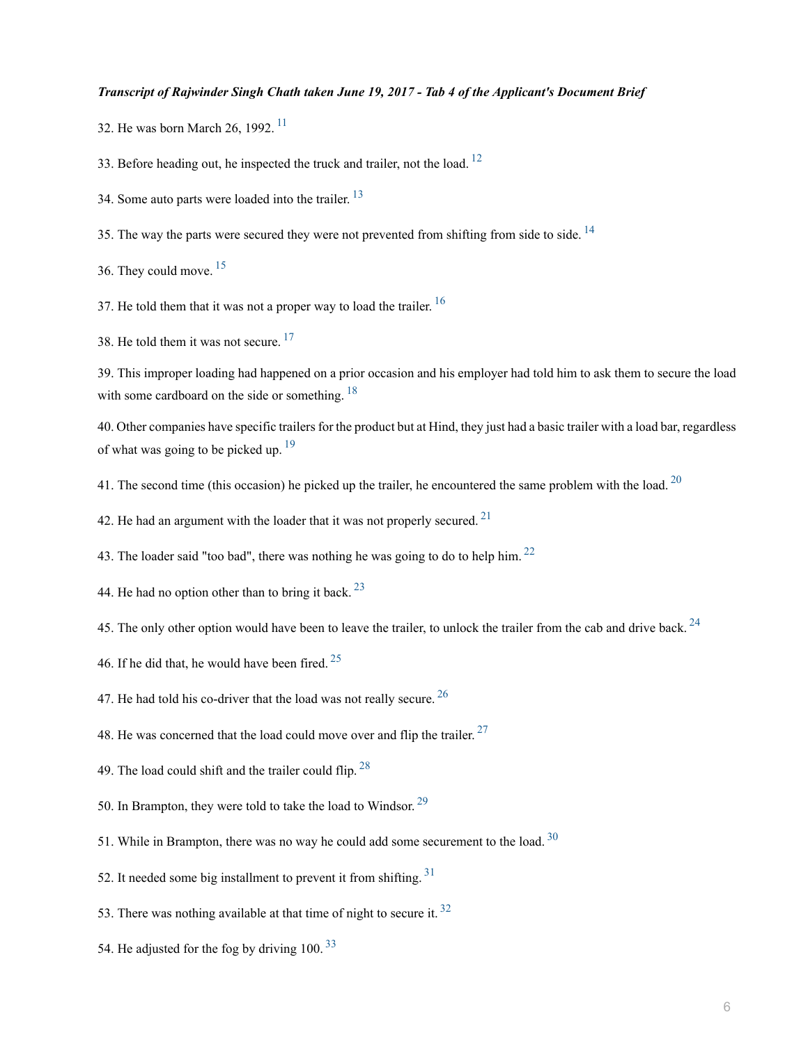***Transcript of Rajwinder Singh Chath taken June 19, 2017 - Tab 4 of the Applicant's Document Brief***

32. He was born March 26, 1992. [11]

33. Before heading out, he inspected the truck and trailer, not the load. [12]

34. Some auto parts were loaded into the trailer. [13]

35. The way the parts were secured they were not prevented from shifting from side to side. [14]

36. They could move. [15]

37. He told them that it was not a proper way to load the trailer. [16]

38. He told them it was not secure. [17]

39. This improper loading had happened on a prior occasion and his employer had told him to ask them to secure the load with some cardboard on the side or something. [18]

40. Other companies have specific trailers for the product but at Hind, they just had a basic trailer with a load bar, regardless of what was going to be picked up. [19]

41. The second time (this occasion) he picked up the trailer, he encountered the same problem with the load. [20]

42. He had an argument with the loader that it was not properly secured. [21]

43. The loader said "too bad", there was nothing he was going to do to help him. [22]

44. He had no option other than to bring it back. [23]

45. The only other option would have been to leave the trailer, to unlock the trailer from the cab and drive back. [24]

46. If he did that, he would have been fired. [25]

47. He had told his co-driver that the load was not really secure. [26]

48. He was concerned that the load could move over and flip the trailer. [27]

49. The load could shift and the trailer could flip. [28]

50. In Brampton, they were told to take the load to Windsor. [29]

51. While in Brampton, there was no way he could add some securement to the load. [30]

52. It needed some big installment to prevent it from shifting. [31]

53. There was nothing available at that time of night to secure it. [32]

54. He adjusted for the fog by driving 100. [33]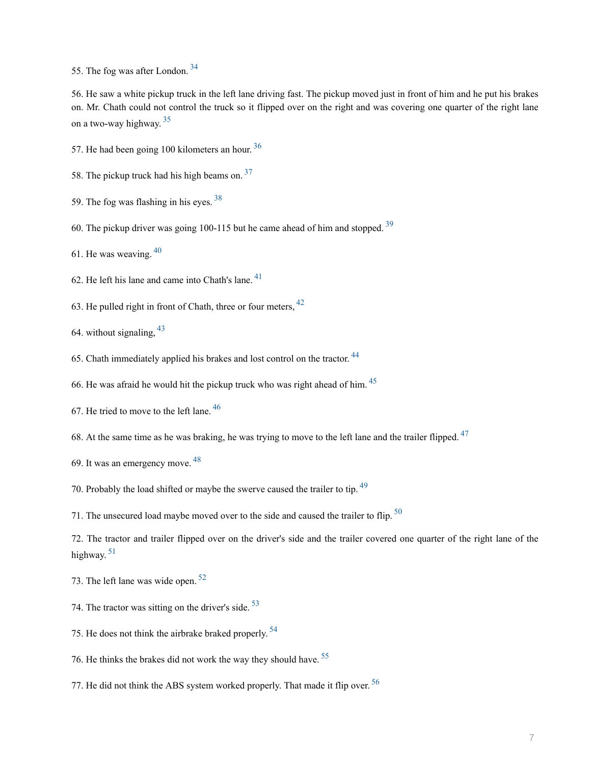55. The fog was after London. [34]

56. He saw a white pickup truck in the left lane driving fast. The pickup moved just in front of him and he put his brakes on. Mr. Chath could not control the truck so it flipped over on the right and was covering one quarter of the right lane on a two-way highway. [35]

57. He had been going 100 kilometers an hour. [36]

58. The pickup truck had his high beams on. [37]

59. The fog was flashing in his eyes. [38]

60. The pickup driver was going 100-115 but he came ahead of him and stopped. [39]

61. He was weaving. [40]

62. He left his lane and came into Chath's lane. [41]

63. He pulled right in front of Chath, three or four meters, [42]

64. without signaling, [43]

65. Chath immediately applied his brakes and lost control on the tractor. [44]

66. He was afraid he would hit the pickup truck who was right ahead of him. [45]

67. He tried to move to the left lane. [46]

68. At the same time as he was braking, he was trying to move to the left lane and the trailer flipped. [47]

69. It was an emergency move. [48]

70. Probably the load shifted or maybe the swerve caused the trailer to tip. [49]

71. The unsecured load maybe moved over to the side and caused the trailer to flip. [50]

72. The tractor and trailer flipped over on the driver's side and the trailer covered one quarter of the right lane of the highway. [51]

73. The left lane was wide open. [52]

74. The tractor was sitting on the driver's side. [53]

75. He does not think the airbrake braked properly. [54]

76. He thinks the brakes did not work the way they should have. [55]

77. He did not think the ABS system worked properly. That made it flip over. [56]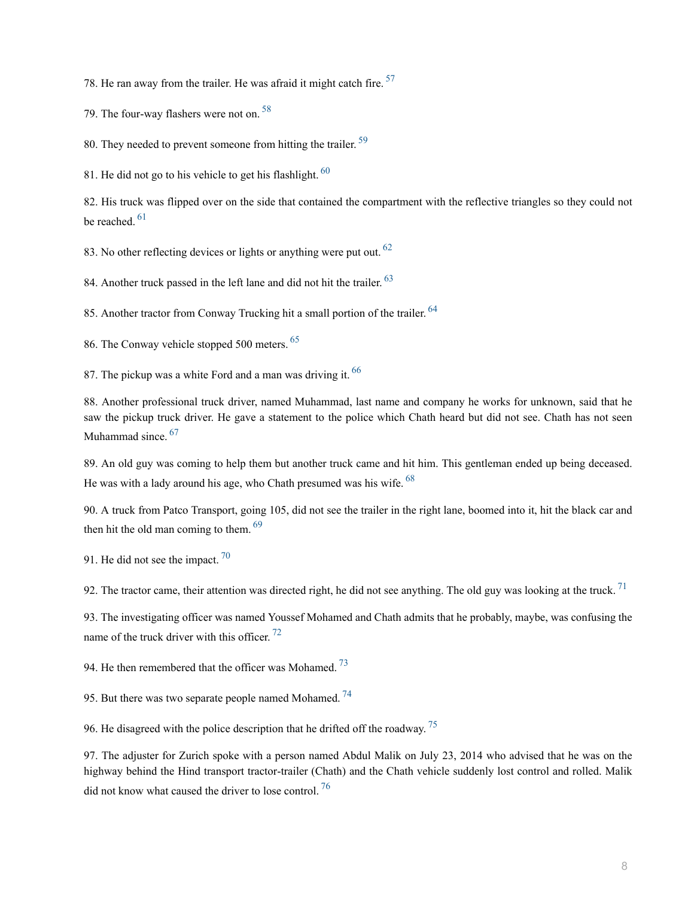78. He ran away from the trailer. He was afraid it might catch fire. [57]

79. The four-way flashers were not on. [58]

80. They needed to prevent someone from hitting the trailer. [59]

81. He did not go to his vehicle to get his flashlight. [60]

82. His truck was flipped over on the side that contained the compartment with the reflective triangles so they could not be reached. [61]

83. No other reflecting devices or lights or anything were put out. [62]

84. Another truck passed in the left lane and did not hit the trailer. [63]

85. Another tractor from Conway Trucking hit a small portion of the trailer. [64]

86. The Conway vehicle stopped 500 meters. [65]

87. The pickup was a white Ford and a man was driving it. [66]

88. Another professional truck driver, named Muhammad, last name and company he works for unknown, said that he saw the pickup truck driver. He gave a statement to the police which Chath heard but did not see. Chath has not seen Muhammad since. [67]

89. An old guy was coming to help them but another truck came and hit him. This gentleman ended up being deceased. He was with a lady around his age, who Chath presumed was his wife. [68]

90. A truck from Patco Transport, going 105, did not see the trailer in the right lane, boomed into it, hit the black car and then hit the old man coming to them. [69]

91. He did not see the impact. [70]

92. The tractor came, their attention was directed right, he did not see anything. The old guy was looking at the truck. [71]

93. The investigating officer was named Youssef Mohamed and Chath admits that he probably, maybe, was confusing the name of the truck driver with this officer. [72]

94. He then remembered that the officer was Mohamed. [73]

95. But there was two separate people named Mohamed. [74]

96. He disagreed with the police description that he drifted off the roadway. [75]

97. The adjuster for Zurich spoke with a person named Abdul Malik on July 23, 2014 who advised that he was on the highway behind the Hind transport tractor-trailer (Chath) and the Chath vehicle suddenly lost control and rolled. Malik did not know what caused the driver to lose control. [76]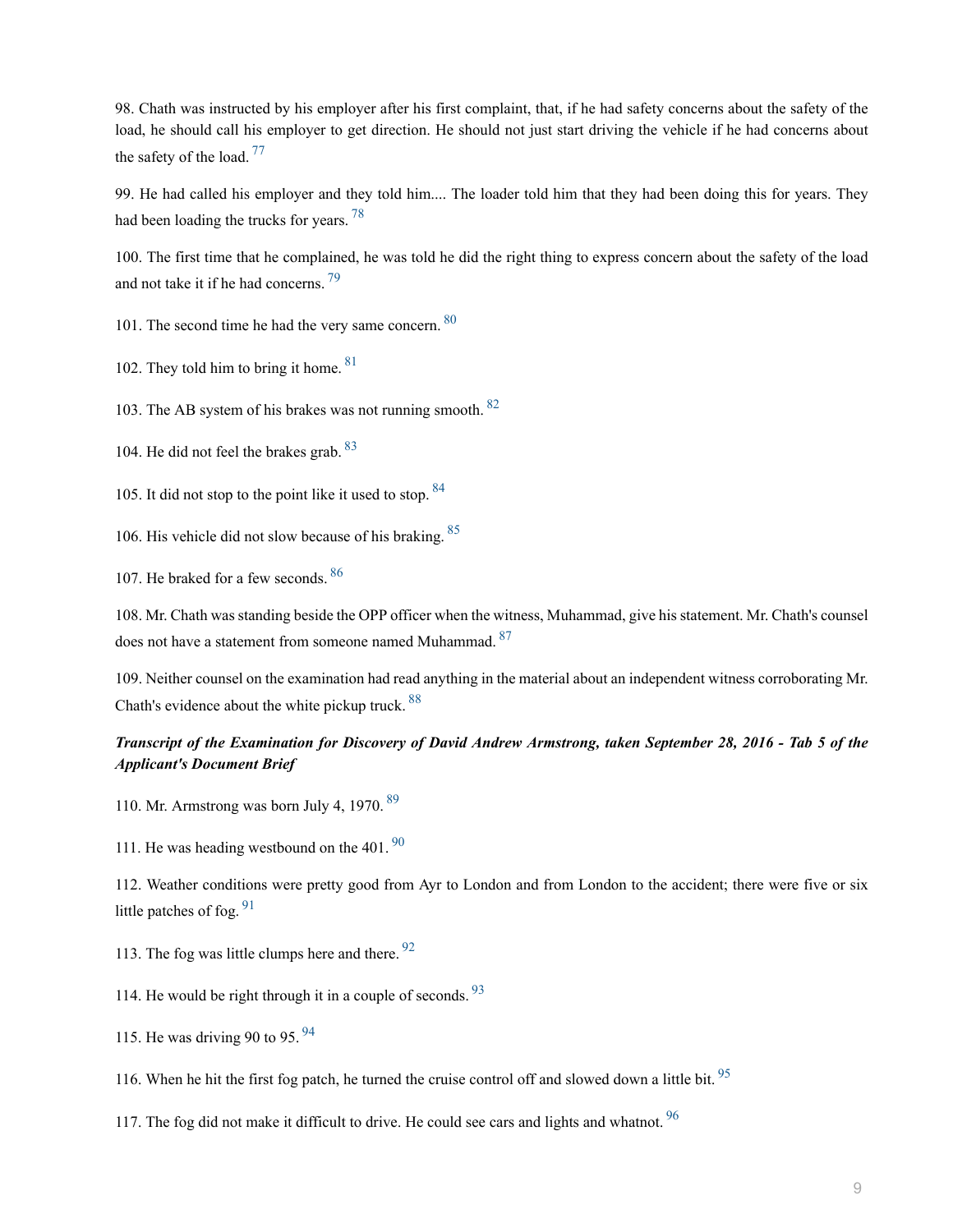98. Chath was instructed by his employer after his first complaint, that, if he had safety concerns about the safety of the load, he should call his employer to get direction. He should not just start driving the vehicle if he had concerns about the safety of the load. [77]

99. He had called his employer and they told him.... The loader told him that they had been doing this for years. They had been loading the trucks for years. [78]

100. The first time that he complained, he was told he did the right thing to express concern about the safety of the load and not take it if he had concerns. [79]

101. The second time he had the very same concern. [80]

102. They told him to bring it home. [81]

103. The AB system of his brakes was not running smooth. [82]

104. He did not feel the brakes grab. [83]

105. It did not stop to the point like it used to stop. [84]

106. His vehicle did not slow because of his braking. [85]

107. He braked for a few seconds. [86]

108. Mr. Chath was standing beside the OPP officer when the witness, Muhammad, give his statement. Mr. Chath's counsel does not have a statement from someone named Muhammad. [87]

109. Neither counsel on the examination had read anything in the material about an independent witness corroborating Mr. Chath's evidence about the white pickup truck. [88]

***Transcript of the Examination for Discovery of David Andrew Armstrong, taken September 28, 2016 - Tab 5 of the Applicant's Document Brief***

110. Mr. Armstrong was born July 4, 1970. [89]

111. He was heading westbound on the 401. [90]

112. Weather conditions were pretty good from Ayr to London and from London to the accident; there were five or six little patches of fog. [91]

113. The fog was little clumps here and there. [92]

114. He would be right through it in a couple of seconds. [93]

115. He was driving 90 to 95. [94]

116. When he hit the first fog patch, he turned the cruise control off and slowed down a little bit. [95]

117. The fog did not make it difficult to drive. He could see cars and lights and whatnot. [96]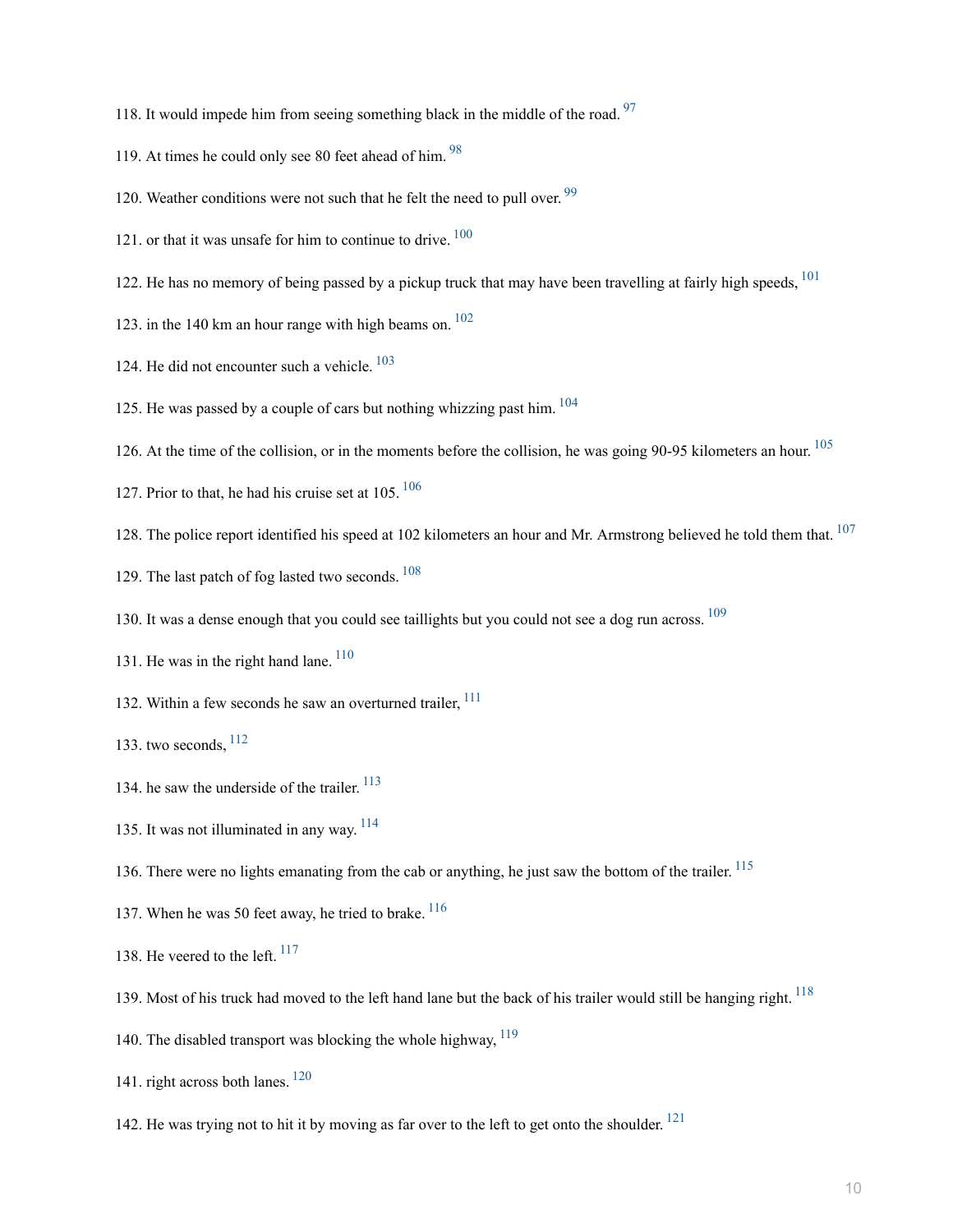118. It would impede him from seeing something black in the middle of the road. [97]

119. At times he could only see 80 feet ahead of him. [98]

120. Weather conditions were not such that he felt the need to pull over. [99]

121. or that it was unsafe for him to continue to drive. [100]

122. He has no memory of being passed by a pickup truck that may have been travelling at fairly high speeds, [101]

123. in the 140 km an hour range with high beams on. [102]

124. He did not encounter such a vehicle. [103]

125. He was passed by a couple of cars but nothing whizzing past him. [104]

126. At the time of the collision, or in the moments before the collision, he was going 90-95 kilometers an hour. [105]

127. Prior to that, he had his cruise set at 105. [106]

128. The police report identified his speed at 102 kilometers an hour and Mr. Armstrong believed he told them that. [107]

129. The last patch of fog lasted two seconds. [108]

130. It was a dense enough that you could see taillights but you could not see a dog run across. [109]

131. He was in the right hand lane. [110]

132. Within a few seconds he saw an overturned trailer, [111]

133. two seconds, [112]

134. he saw the underside of the trailer. [113]

135. It was not illuminated in any way. [114]

136. There were no lights emanating from the cab or anything, he just saw the bottom of the trailer. [115]

137. When he was 50 feet away, he tried to brake. [116]

138. He veered to the left. [117]

139. Most of his truck had moved to the left hand lane but the back of his trailer would still be hanging right. [118]

140. The disabled transport was blocking the whole highway, [119]

141. right across both lanes. [120]

142. He was trying not to hit it by moving as far over to the left to get onto the shoulder. [121]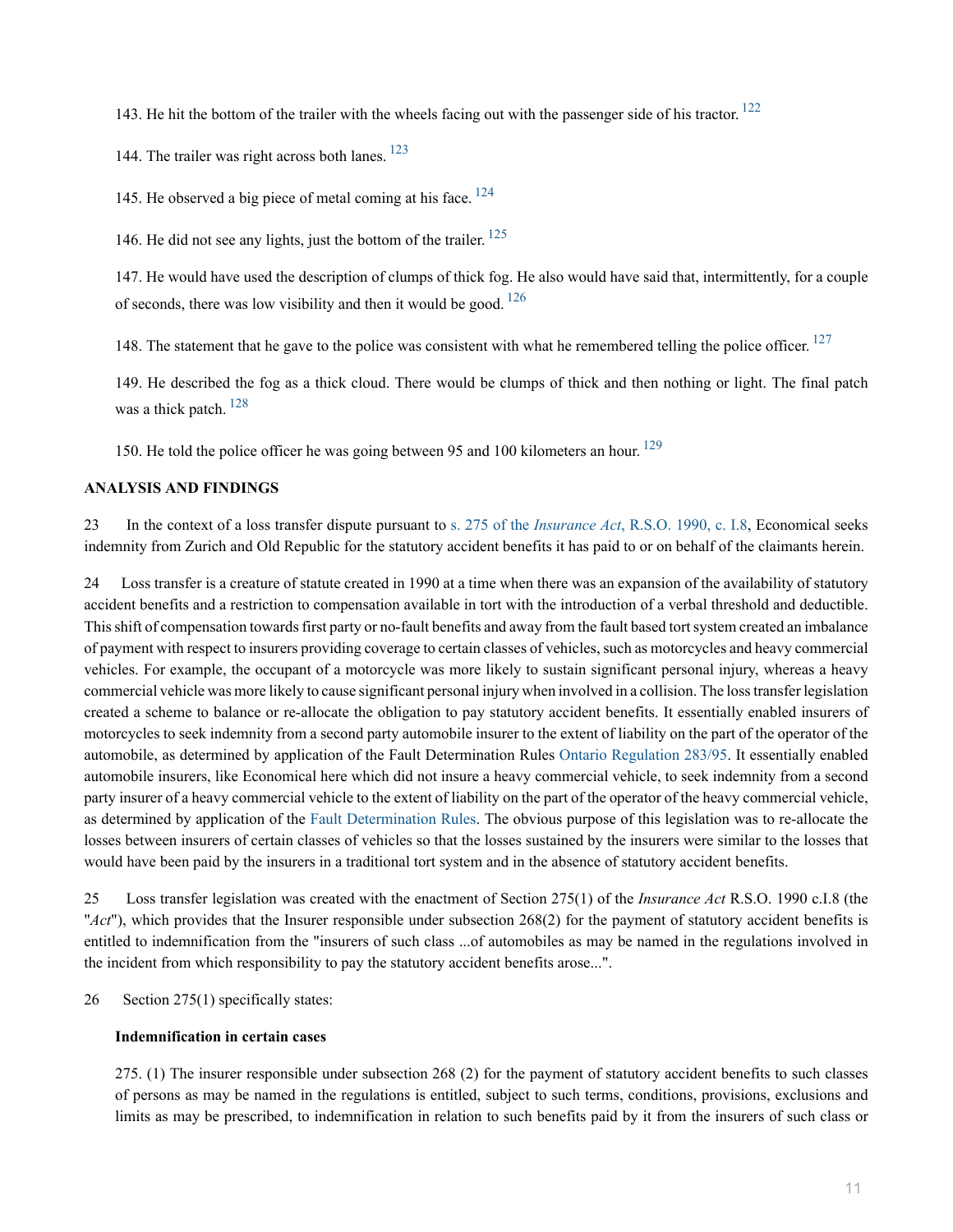143. He hit the bottom of the trailer with the wheels facing out with the passenger side of his tractor. [122]

144. The trailer was right across both lanes. [123]

145. He observed a big piece of metal coming at his face. [124]

146. He did not see any lights, just the bottom of the trailer. [125]

147. He would have used the description of clumps of thick fog. He also would have said that, intermittently, for a couple of seconds, there was low visibility and then it would be good. [126]

148. The statement that he gave to the police was consistent with what he remembered telling the police officer. [127]

149. He described the fog as a thick cloud. There would be clumps of thick and then nothing or light. The final patch was a thick patch. [128]

150. He told the police officer he was going between 95 and 100 kilometers an hour. [129]

**ANALYSIS AND FINDINGS**

23 In the context of a loss transfer dispute pursuant to s. 275 of the *Insurance Act*, R.S.O. 1990, c. I.8, Economical seeks indemnity from Zurich and Old Republic for the statutory accident benefits it has paid to or on behalf of the claimants herein.

24 Loss transfer is a creature of statute created in 1990 at a time when there was an expansion of the availability of statutory accident benefits and a restriction to compensation available in tort with the introduction of a verbal threshold and deductible. This shift of compensation towards first party or no-fault benefits and away from the fault based tort system created an imbalance of payment with respect to insurers providing coverage to certain classes of vehicles, such as motorcycles and heavy commercial vehicles. For example, the occupant of a motorcycle was more likely to sustain significant personal injury, whereas a heavy commercial vehicle was more likely to cause significant personal injury when involved in a collision. The loss transfer legislation created a scheme to balance or re-allocate the obligation to pay statutory accident benefits. It essentially enabled insurers of motorcycles to seek indemnity from a second party automobile insurer to the extent of liability on the part of the operator of the automobile, as determined by application of the Fault Determination Rules Ontario Regulation 283/95. It essentially enabled automobile insurers, like Economical here which did not insure a heavy commercial vehicle, to seek indemnity from a second party insurer of a heavy commercial vehicle to the extent of liability on the part of the operator of the heavy commercial vehicle, as determined by application of the Fault Determination Rules. The obvious purpose of this legislation was to re-allocate the losses between insurers of certain classes of vehicles so that the losses sustained by the insurers were similar to the losses that would have been paid by the insurers in a traditional tort system and in the absence of statutory accident benefits.

25 Loss transfer legislation was created with the enactment of Section 275(1) of the *Insurance Act* R.S.O. 1990 c.I.8 (the "*Act*"), which provides that the Insurer responsible under subsection 268(2) for the payment of statutory accident benefits is entitled to indemnification from the "insurers of such class ...of automobiles as may be named in the regulations involved in the incident from which responsibility to pay the statutory accident benefits arose...".

26 Section 275(1) specifically states:

> **Indemnification in certain cases**
>
> 275. (1) The insurer responsible under subsection 268 (2) for the payment of statutory accident benefits to such classes of persons as may be named in the regulations is entitled, subject to such terms, conditions, provisions, exclusions and limits as may be prescribed, to indemnification in relation to such benefits paid by it from the insurers of such class or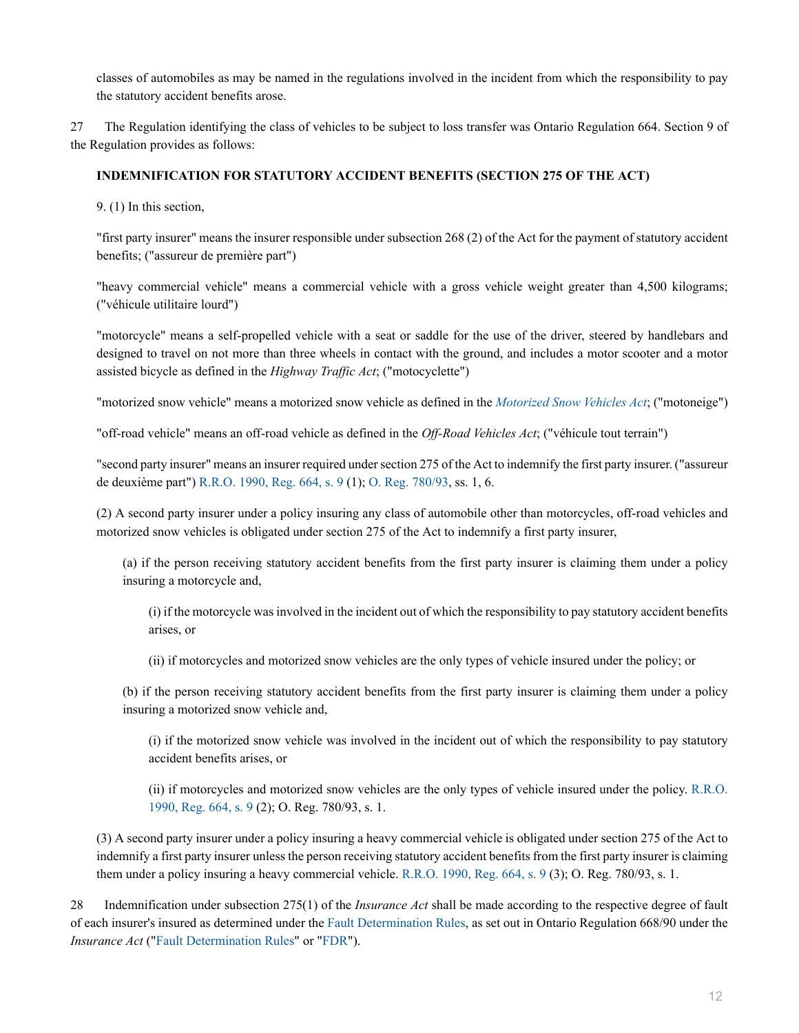classes of automobiles as may be named in the regulations involved in the incident from which the responsibility to pay the statutory accident benefits arose.

27 The Regulation identifying the class of vehicles to be subject to loss transfer was Ontario Regulation 664. Section 9 of the Regulation provides as follows:

> **INDEMNIFICATION FOR STATUTORY ACCIDENT BENEFITS (SECTION 275 OF THE ACT)**
>
> 9. (1) In this section,
>
> "first party insurer" means the insurer responsible under subsection 268 (2) of the Act for the payment of statutory accident benefits; ("assureur de première part")
>
> "heavy commercial vehicle" means a commercial vehicle with a gross vehicle weight greater than 4,500 kilograms; ("véhicule utilitaire lourd")
>
> "motorcycle" means a self-propelled vehicle with a seat or saddle for the use of the driver, steered by handlebars and designed to travel on not more than three wheels in contact with the ground, and includes a motor scooter and a motor assisted bicycle as defined in the *Highway Traffic Act*; ("motocyclette")
>
> "motorized snow vehicle" means a motorized snow vehicle as defined in the *Motorized Snow Vehicles Act*; ("motoneige")
>
> "off-road vehicle" means an off-road vehicle as defined in the *Off-Road Vehicles Act*; ("véhicule tout terrain")
>
> "second party insurer" means an insurer required under section 275 of the Act to indemnify the first party insurer. ("assureur de deuxième part") R.R.O. 1990, Reg. 664, s. 9 (1); O. Reg. 780/93, ss. 1, 6.
>
> (2) A second party insurer under a policy insuring any class of automobile other than motorcycles, off-road vehicles and motorized snow vehicles is obligated under section 275 of the Act to indemnify a first party insurer,
>
> > (a) if the person receiving statutory accident benefits from the first party insurer is claiming them under a policy insuring a motorcycle and,
> >
> > > (i) if the motorcycle was involved in the incident out of which the responsibility to pay statutory accident benefits arises, or
> > >
> > > (ii) if motorcycles and motorized snow vehicles are the only types of vehicle insured under the policy; or
> >
> > (b) if the person receiving statutory accident benefits from the first party insurer is claiming them under a policy insuring a motorized snow vehicle and,
> >
> > > (i) if the motorized snow vehicle was involved in the incident out of which the responsibility to pay statutory accident benefits arises, or
> > >
> > > (ii) if motorcycles and motorized snow vehicles are the only types of vehicle insured under the policy. R.R.O. 1990, Reg. 664, s. 9 (2); O. Reg. 780/93, s. 1.
>
> (3) A second party insurer under a policy insuring a heavy commercial vehicle is obligated under section 275 of the Act to indemnify a first party insurer unless the person receiving statutory accident benefits from the first party insurer is claiming them under a policy insuring a heavy commercial vehicle. R.R.O. 1990, Reg. 664, s. 9 (3); O. Reg. 780/93, s. 1.

28 Indemnification under subsection 275(1) of the *Insurance Act* shall be made according to the respective degree of fault of each insurer's insured as determined under the Fault Determination Rules, as set out in Ontario Regulation 668/90 under the *Insurance Act* ("Fault Determination Rules" or "FDR").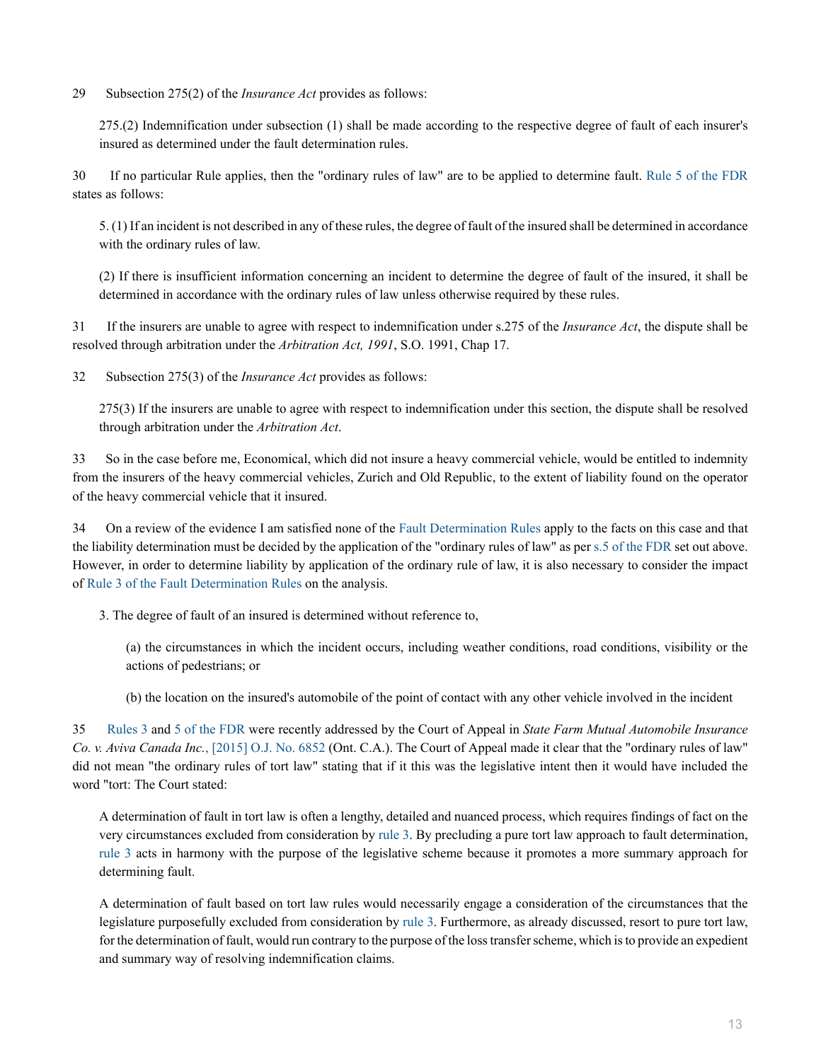29 Subsection 275(2) of the *Insurance Act* provides as follows:

> 275.(2) Indemnification under subsection (1) shall be made according to the respective degree of fault of each insurer's insured as determined under the fault determination rules.

30 If no particular Rule applies, then the "ordinary rules of law" are to be applied to determine fault. Rule 5 of the FDR states as follows:

> 5. (1) If an incident is not described in any of these rules, the degree of fault of the insured shall be determined in accordance with the ordinary rules of law.
>
> (2) If there is insufficient information concerning an incident to determine the degree of fault of the insured, it shall be determined in accordance with the ordinary rules of law unless otherwise required by these rules.

31 If the insurers are unable to agree with respect to indemnification under s.275 of the *Insurance Act*, the dispute shall be resolved through arbitration under the *Arbitration Act, 1991*, S.O. 1991, Chap 17.

32 Subsection 275(3) of the *Insurance Act* provides as follows:

> 275(3) If the insurers are unable to agree with respect to indemnification under this section, the dispute shall be resolved through arbitration under the *Arbitration Act*.

33 So in the case before me, Economical, which did not insure a heavy commercial vehicle, would be entitled to indemnity from the insurers of the heavy commercial vehicles, Zurich and Old Republic, to the extent of liability found on the operator of the heavy commercial vehicle that it insured.

34 On a review of the evidence I am satisfied none of the Fault Determination Rules apply to the facts on this case and that the liability determination must be decided by the application of the "ordinary rules of law" as per s.5 of the FDR set out above. However, in order to determine liability by application of the ordinary rule of law, it is also necessary to consider the impact of Rule 3 of the Fault Determination Rules on the analysis.

> 3. The degree of fault of an insured is determined without reference to,
>
> > (a) the circumstances in which the incident occurs, including weather conditions, road conditions, visibility or the actions of pedestrians; or
> >
> > (b) the location on the insured's automobile of the point of contact with any other vehicle involved in the incident

35 Rules 3 and 5 of the FDR were recently addressed by the Court of Appeal in *State Farm Mutual Automobile Insurance Co. v. Aviva Canada Inc.*, [2015] O.J. No. 6852 (Ont. C.A.). The Court of Appeal made it clear that the "ordinary rules of law" did not mean "the ordinary rules of tort law" stating that if it this was the legislative intent then it would have included the word "tort: The Court stated:

> A determination of fault in tort law is often a lengthy, detailed and nuanced process, which requires findings of fact on the very circumstances excluded from consideration by rule 3. By precluding a pure tort law approach to fault determination, rule 3 acts in harmony with the purpose of the legislative scheme because it promotes a more summary approach for determining fault.
>
> A determination of fault based on tort law rules would necessarily engage a consideration of the circumstances that the legislature purposefully excluded from consideration by rule 3. Furthermore, as already discussed, resort to pure tort law, for the determination of fault, would run contrary to the purpose of the loss transfer scheme, which is to provide an expedient and summary way of resolving indemnification claims.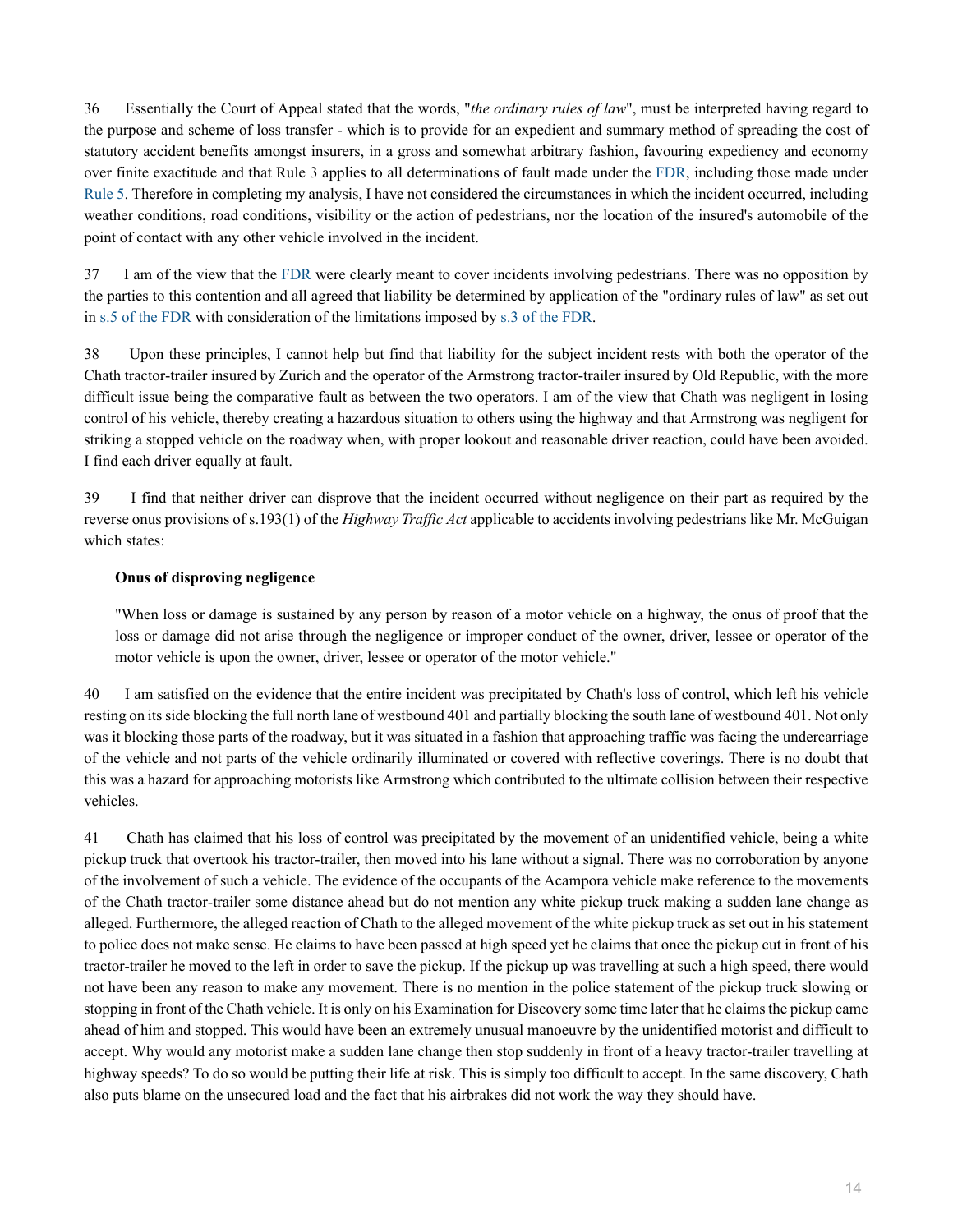36 Essentially the Court of Appeal stated that the words, "*the ordinary rules of law*", must be interpreted having regard to the purpose and scheme of loss transfer - which is to provide for an expedient and summary method of spreading the cost of statutory accident benefits amongst insurers, in a gross and somewhat arbitrary fashion, favouring expediency and economy over finite exactitude and that Rule 3 applies to all determinations of fault made under the FDR, including those made under Rule 5. Therefore in completing my analysis, I have not considered the circumstances in which the incident occurred, including weather conditions, road conditions, visibility or the action of pedestrians, nor the location of the insured's automobile of the point of contact with any other vehicle involved in the incident.

37 I am of the view that the FDR were clearly meant to cover incidents involving pedestrians. There was no opposition by the parties to this contention and all agreed that liability be determined by application of the "ordinary rules of law" as set out in s.5 of the FDR with consideration of the limitations imposed by s.3 of the FDR.

38 Upon these principles, I cannot help but find that liability for the subject incident rests with both the operator of the Chath tractor-trailer insured by Zurich and the operator of the Armstrong tractor-trailer insured by Old Republic, with the more difficult issue being the comparative fault as between the two operators. I am of the view that Chath was negligent in losing control of his vehicle, thereby creating a hazardous situation to others using the highway and that Armstrong was negligent for striking a stopped vehicle on the roadway when, with proper lookout and reasonable driver reaction, could have been avoided. I find each driver equally at fault.

39 I find that neither driver can disprove that the incident occurred without negligence on their part as required by the reverse onus provisions of s.193(1) of the *Highway Traffic Act* applicable to accidents involving pedestrians like Mr. McGuigan which states:

> **Onus of disproving negligence**
>
> "When loss or damage is sustained by any person by reason of a motor vehicle on a highway, the onus of proof that the loss or damage did not arise through the negligence or improper conduct of the owner, driver, lessee or operator of the motor vehicle is upon the owner, driver, lessee or operator of the motor vehicle."

40 I am satisfied on the evidence that the entire incident was precipitated by Chath's loss of control, which left his vehicle resting on its side blocking the full north lane of westbound 401 and partially blocking the south lane of westbound 401. Not only was it blocking those parts of the roadway, but it was situated in a fashion that approaching traffic was facing the undercarriage of the vehicle and not parts of the vehicle ordinarily illuminated or covered with reflective coverings. There is no doubt that this was a hazard for approaching motorists like Armstrong which contributed to the ultimate collision between their respective vehicles.

41 Chath has claimed that his loss of control was precipitated by the movement of an unidentified vehicle, being a white pickup truck that overtook his tractor-trailer, then moved into his lane without a signal. There was no corroboration by anyone of the involvement of such a vehicle. The evidence of the occupants of the Acampora vehicle make reference to the movements of the Chath tractor-trailer some distance ahead but do not mention any white pickup truck making a sudden lane change as alleged. Furthermore, the alleged reaction of Chath to the alleged movement of the white pickup truck as set out in his statement to police does not make sense. He claims to have been passed at high speed yet he claims that once the pickup cut in front of his tractor-trailer he moved to the left in order to save the pickup. If the pickup up was travelling at such a high speed, there would not have been any reason to make any movement. There is no mention in the police statement of the pickup truck slowing or stopping in front of the Chath vehicle. It is only on his Examination for Discovery some time later that he claims the pickup came ahead of him and stopped. This would have been an extremely unusual manoeuvre by the unidentified motorist and difficult to accept. Why would any motorist make a sudden lane change then stop suddenly in front of a heavy tractor-trailer travelling at highway speeds? To do so would be putting their life at risk. This is simply too difficult to accept. In the same discovery, Chath also puts blame on the unsecured load and the fact that his airbrakes did not work the way they should have.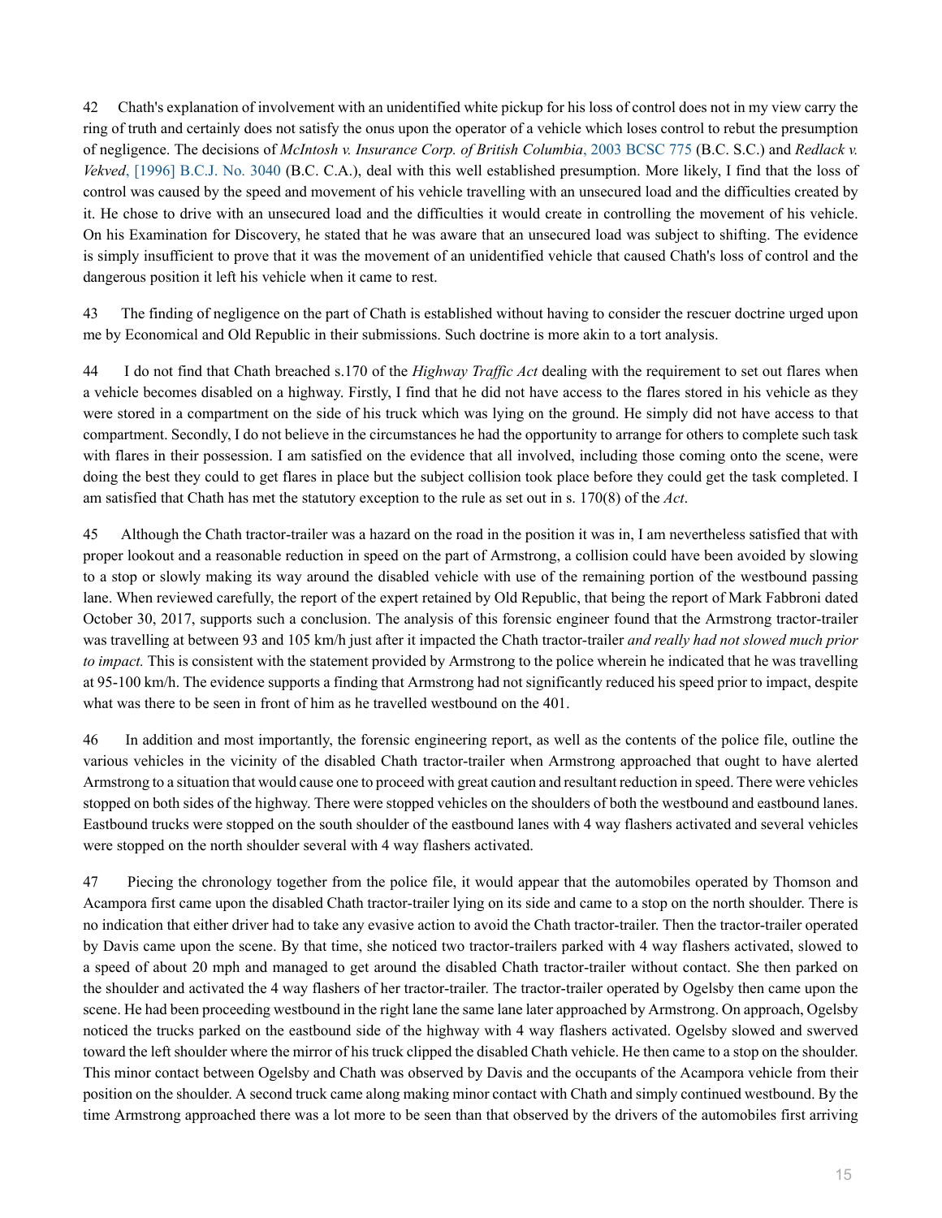42 Chath's explanation of involvement with an unidentified white pickup for his loss of control does not in my view carry the ring of truth and certainly does not satisfy the onus upon the operator of a vehicle which loses control to rebut the presumption of negligence. The decisions of *McIntosh v. Insurance Corp. of British Columbia*, 2003 BCSC 775 (B.C. S.C.) and *Redlack v. Vekved*, [1996] B.C.J. No. 3040 (B.C. C.A.), deal with this well established presumption. More likely, I find that the loss of control was caused by the speed and movement of his vehicle travelling with an unsecured load and the difficulties created by it. He chose to drive with an unsecured load and the difficulties it would create in controlling the movement of his vehicle. On his Examination for Discovery, he stated that he was aware that an unsecured load was subject to shifting. The evidence is simply insufficient to prove that it was the movement of an unidentified vehicle that caused Chath's loss of control and the dangerous position it left his vehicle when it came to rest.

43 The finding of negligence on the part of Chath is established without having to consider the rescuer doctrine urged upon me by Economical and Old Republic in their submissions. Such doctrine is more akin to a tort analysis.

44 I do not find that Chath breached s.170 of the *Highway Traffic Act* dealing with the requirement to set out flares when a vehicle becomes disabled on a highway. Firstly, I find that he did not have access to the flares stored in his vehicle as they were stored in a compartment on the side of his truck which was lying on the ground. He simply did not have access to that compartment. Secondly, I do not believe in the circumstances he had the opportunity to arrange for others to complete such task with flares in their possession. I am satisfied on the evidence that all involved, including those coming onto the scene, were doing the best they could to get flares in place but the subject collision took place before they could get the task completed. I am satisfied that Chath has met the statutory exception to the rule as set out in s. 170(8) of the *Act*.

45 Although the Chath tractor-trailer was a hazard on the road in the position it was in, I am nevertheless satisfied that with proper lookout and a reasonable reduction in speed on the part of Armstrong, a collision could have been avoided by slowing to a stop or slowly making its way around the disabled vehicle with use of the remaining portion of the westbound passing lane. When reviewed carefully, the report of the expert retained by Old Republic, that being the report of Mark Fabbroni dated October 30, 2017, supports such a conclusion. The analysis of this forensic engineer found that the Armstrong tractor-trailer was travelling at between 93 and 105 km/h just after it impacted the Chath tractor-trailer *and really had not slowed much prior to impact.* This is consistent with the statement provided by Armstrong to the police wherein he indicated that he was travelling at 95-100 km/h. The evidence supports a finding that Armstrong had not significantly reduced his speed prior to impact, despite what was there to be seen in front of him as he travelled westbound on the 401.

46 In addition and most importantly, the forensic engineering report, as well as the contents of the police file, outline the various vehicles in the vicinity of the disabled Chath tractor-trailer when Armstrong approached that ought to have alerted Armstrong to a situation that would cause one to proceed with great caution and resultant reduction in speed. There were vehicles stopped on both sides of the highway. There were stopped vehicles on the shoulders of both the westbound and eastbound lanes. Eastbound trucks were stopped on the south shoulder of the eastbound lanes with 4 way flashers activated and several vehicles were stopped on the north shoulder several with 4 way flashers activated.

47 Piecing the chronology together from the police file, it would appear that the automobiles operated by Thomson and Acampora first came upon the disabled Chath tractor-trailer lying on its side and came to a stop on the north shoulder. There is no indication that either driver had to take any evasive action to avoid the Chath tractor-trailer. Then the tractor-trailer operated by Davis came upon the scene. By that time, she noticed two tractor-trailers parked with 4 way flashers activated, slowed to a speed of about 20 mph and managed to get around the disabled Chath tractor-trailer without contact. She then parked on the shoulder and activated the 4 way flashers of her tractor-trailer. The tractor-trailer operated by Ogelsby then came upon the scene. He had been proceeding westbound in the right lane the same lane later approached by Armstrong. On approach, Ogelsby noticed the trucks parked on the eastbound side of the highway with 4 way flashers activated. Ogelsby slowed and swerved toward the left shoulder where the mirror of his truck clipped the disabled Chath vehicle. He then came to a stop on the shoulder. This minor contact between Ogelsby and Chath was observed by Davis and the occupants of the Acampora vehicle from their position on the shoulder. A second truck came along making minor contact with Chath and simply continued westbound. By the time Armstrong approached there was a lot more to be seen than that observed by the drivers of the automobiles first arriving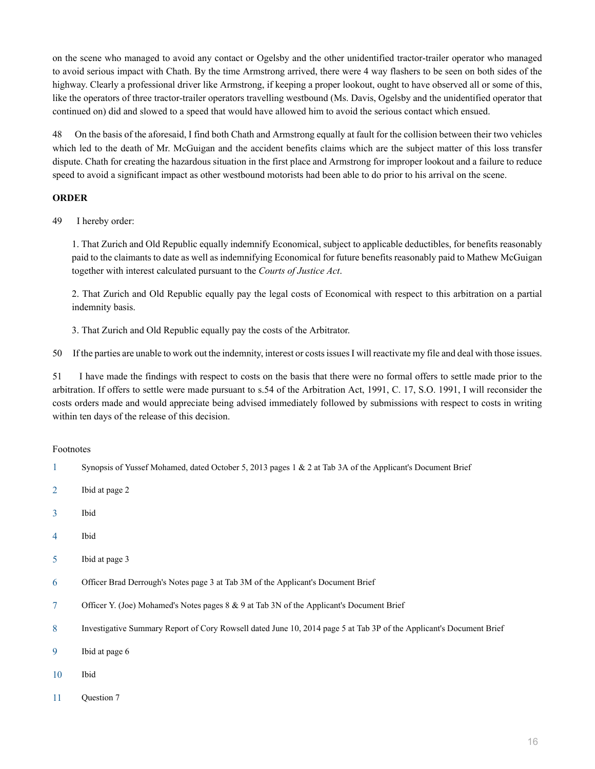on the scene who managed to avoid any contact or Ogelsby and the other unidentified tractor-trailer operator who managed to avoid serious impact with Chath. By the time Armstrong arrived, there were 4 way flashers to be seen on both sides of the highway. Clearly a professional driver like Armstrong, if keeping a proper lookout, ought to have observed all or some of this, like the operators of three tractor-trailer operators travelling westbound (Ms. Davis, Ogelsby and the unidentified operator that continued on) did and slowed to a speed that would have allowed him to avoid the serious contact which ensued.

48 On the basis of the aforesaid, I find both Chath and Armstrong equally at fault for the collision between their two vehicles which led to the death of Mr. McGuigan and the accident benefits claims which are the subject matter of this loss transfer dispute. Chath for creating the hazardous situation in the first place and Armstrong for improper lookout and a failure to reduce speed to avoid a significant impact as other westbound motorists had been able to do prior to his arrival on the scene.

**ORDER**

49 I hereby order:

1. That Zurich and Old Republic equally indemnify Economical, subject to applicable deductibles, for benefits reasonably paid to the claimants to date as well as indemnifying Economical for future benefits reasonably paid to Mathew McGuigan together with interest calculated pursuant to the *Courts of Justice Act*.

2. That Zurich and Old Republic equally pay the legal costs of Economical with respect to this arbitration on a partial indemnity basis.

3. That Zurich and Old Republic equally pay the costs of the Arbitrator.

50 If the parties are unable to work out the indemnity, interest or costs issues I will reactivate my file and deal with those issues.

51 I have made the findings with respect to costs on the basis that there were no formal offers to settle made prior to the arbitration. If offers to settle were made pursuant to s.54 of the Arbitration Act, 1991, C. 17, S.O. 1991, I will reconsider the costs orders made and would appreciate being advised immediately followed by submissions with respect to costs in writing within ten days of the release of this decision.

Footnotes

1 Synopsis of Yussef Mohamed, dated October 5, 2013 pages 1 & 2 at Tab 3A of the Applicant's Document Brief

2 Ibid at page 2

3 Ibid

4 Ibid

5 Ibid at page 3

6 Officer Brad Derrough's Notes page 3 at Tab 3M of the Applicant's Document Brief

7 Officer Y. (Joe) Mohamed's Notes pages 8 & 9 at Tab 3N of the Applicant's Document Brief

8 Investigative Summary Report of Cory Rowsell dated June 10, 2014 page 5 at Tab 3P of the Applicant's Document Brief

9 Ibid at page 6

10 Ibid

11 Question 7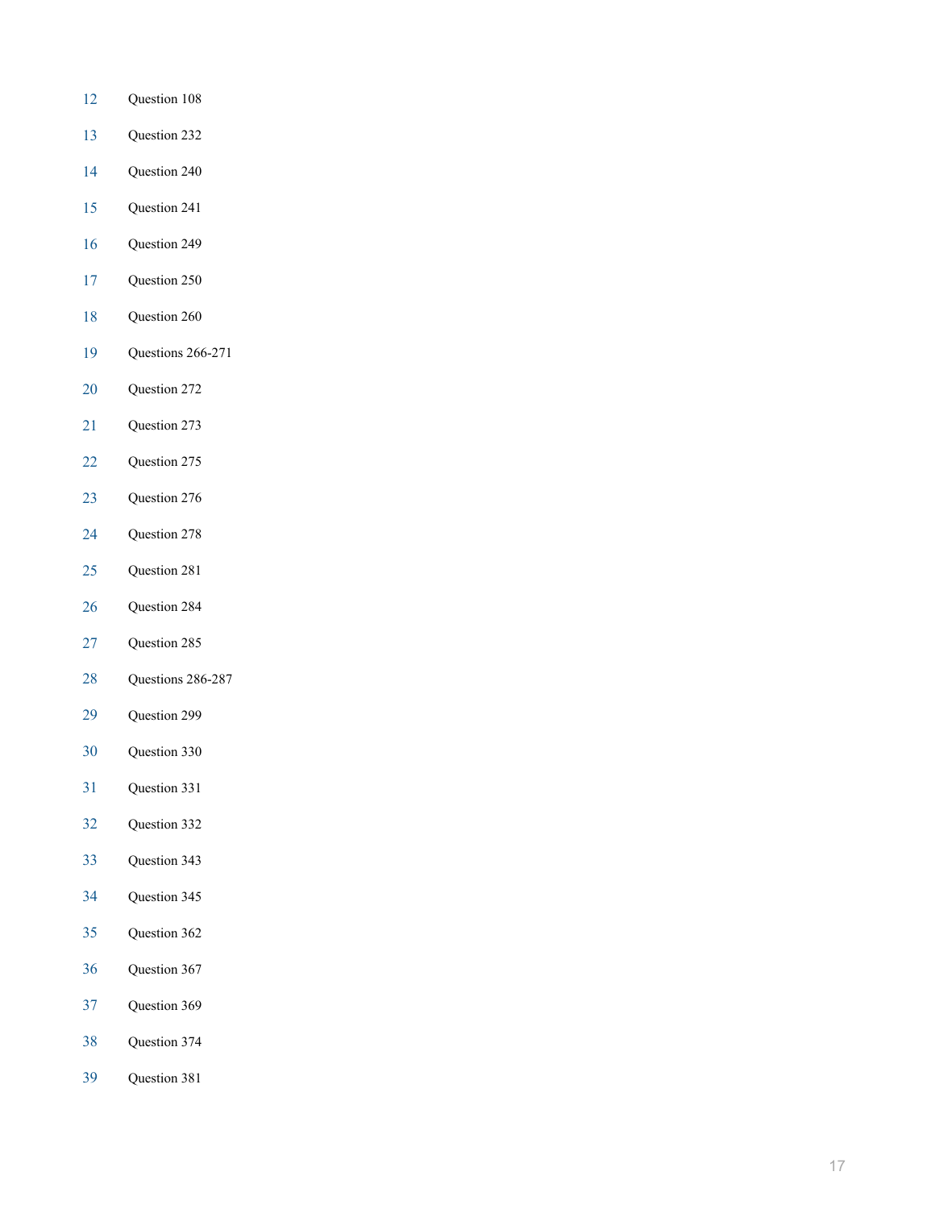12 Question 108

13 Question 232

14 Question 240

15 Question 241

16 Question 249

17 Question 250

18 Question 260

19 Questions 266-271

20 Question 272

21 Question 273

22 Question 275

23 Question 276

24 Question 278

25 Question 281

26 Question 284

27 Question 285

28 Questions 286-287

29 Question 299

30 Question 330

31 Question 331

32 Question 332

33 Question 343

34 Question 345

35 Question 362

36 Question 367

37 Question 369

38 Question 374

39 Question 381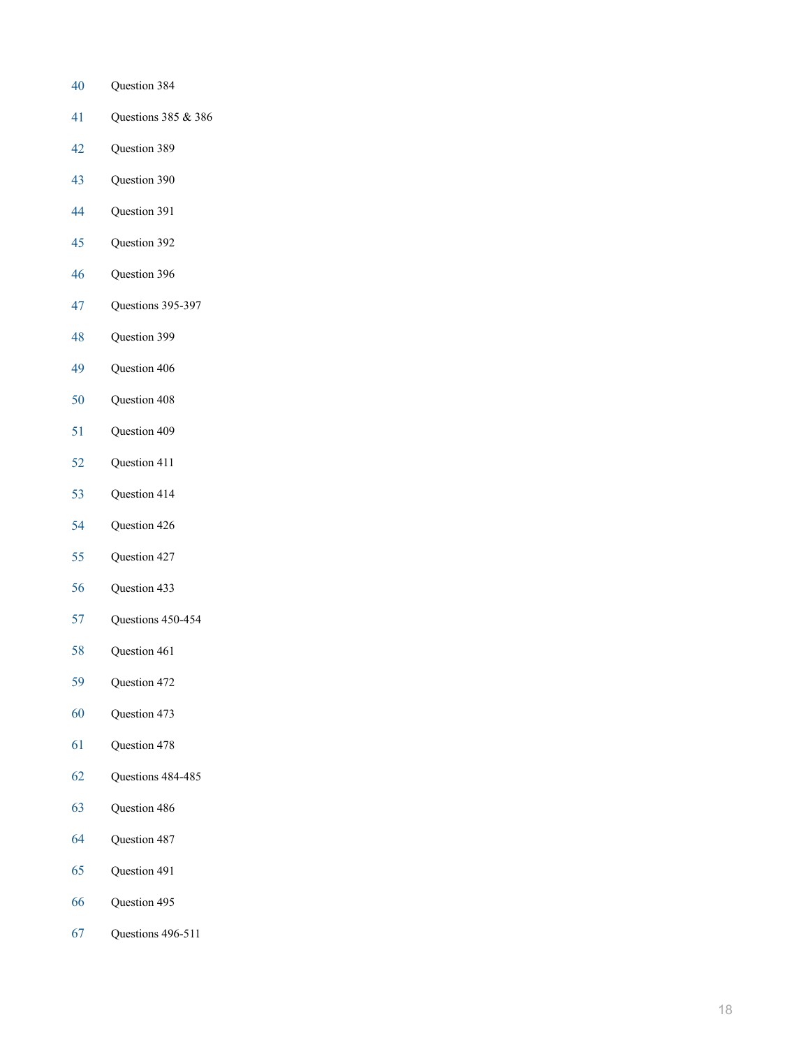40 Question 384

41 Questions 385 & 386

42 Question 389

43 Question 390

44 Question 391

45 Question 392

46 Question 396

47 Questions 395-397

48 Question 399

49 Question 406

50 Question 408

51 Question 409

52 Question 411

53 Question 414

54 Question 426

55 Question 427

56 Question 433

57 Questions 450-454

58 Question 461

59 Question 472

60 Question 473

61 Question 478

62 Questions 484-485

63 Question 486

64 Question 487

65 Question 491

66 Question 495

67 Questions 496-511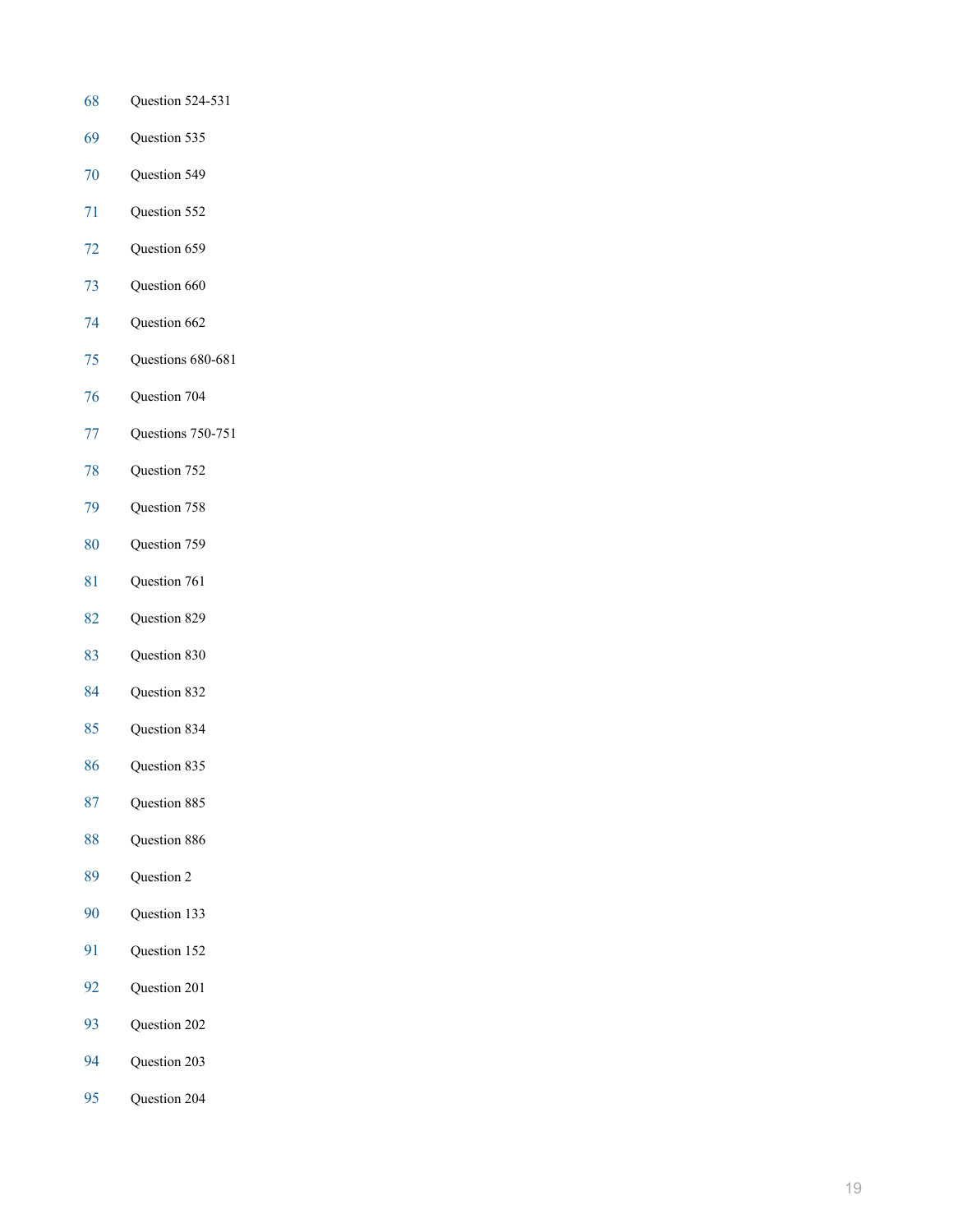68 Question 524-531

69 Question 535

70 Question 549

71 Question 552

72 Question 659

73 Question 660

74 Question 662

75 Questions 680-681

76 Question 704

77 Questions 750-751

78 Question 752

79 Question 758

80 Question 759

81 Question 761

82 Question 829

83 Question 830

84 Question 832

85 Question 834

86 Question 835

87 Question 885

88 Question 886

89 Question 2

90 Question 133

91 Question 152

92 Question 201

93 Question 202

94 Question 203

95 Question 204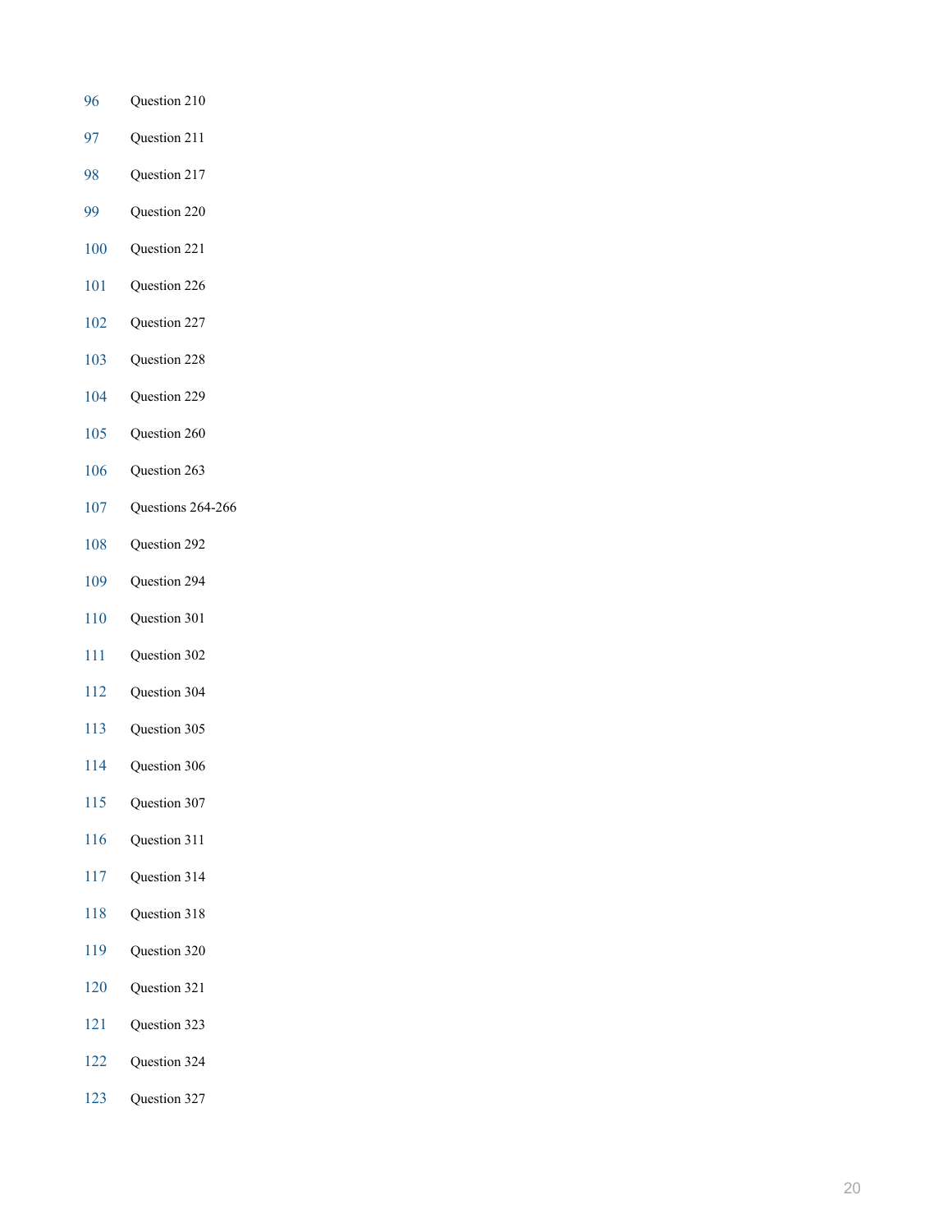96 Question 210

97 Question 211

98 Question 217

99 Question 220

100 Question 221

101 Question 226

102 Question 227

103 Question 228

104 Question 229

105 Question 260

106 Question 263

107 Questions 264-266

108 Question 292

109 Question 294

110 Question 301

111 Question 302

112 Question 304

113 Question 305

114 Question 306

115 Question 307

116 Question 311

117 Question 314

118 Question 318

119 Question 320

120 Question 321

121 Question 323

122 Question 324

123 Question 327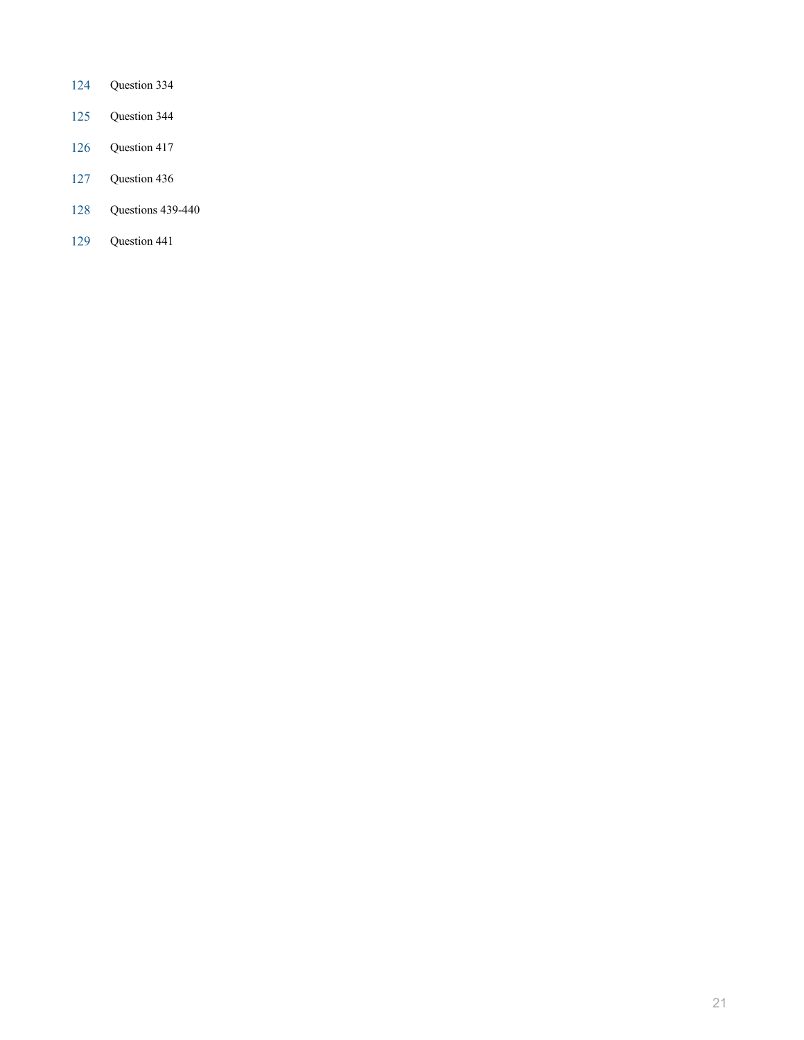124 Question 334

125 Question 344

126 Question 417

127 Question 436

128 Questions 439-440

129 Question 441